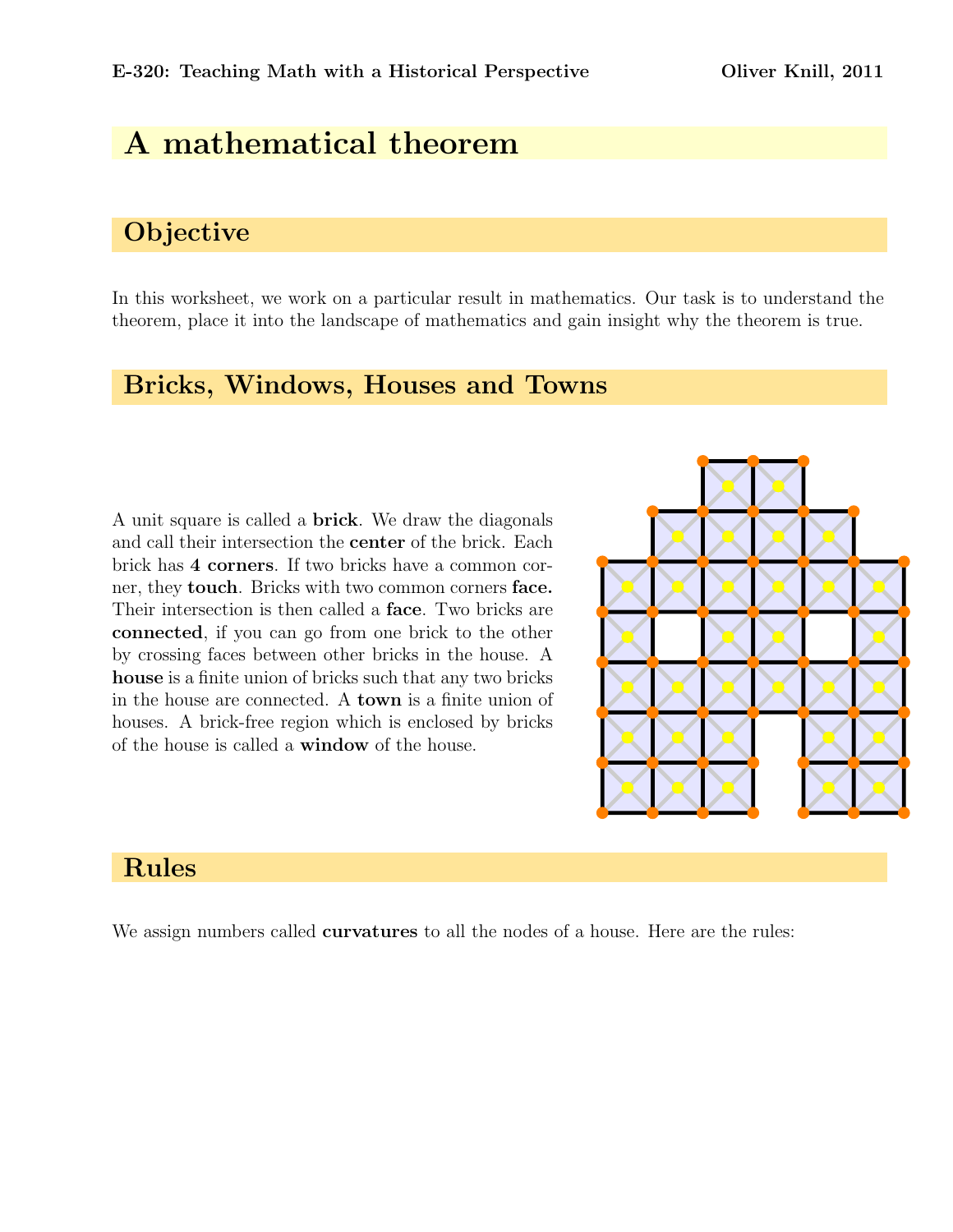# A mathematical theorem

## Objective

In this worksheet, we work on a particular result in mathematics. Our task is to understand the theorem, place it into the landscape of mathematics and gain insight why the theorem is true.

## Bricks, Windows, Houses and Towns

A unit square is called a **brick**. We draw the diagonals and call their intersection the **center** of the brick. Each brick has **4 corners**. If two bricks have a common corner, they **touch**. Bricks with two common corners **face.** Their intersection is then called a **face**. Two bricks are **connected**, if you can go from one brick to the other by crossing faces between other bricks in the house. A **house** is a finite union of bricks such that any two bricks in the house are connected. A **town** is a finite union of houses. A brick-free region which is enclosed by bricks of the house is called a **window** of the house.

## Rules

We assign numbers called **curvatures** to all the nodes of a house. Here are the rules: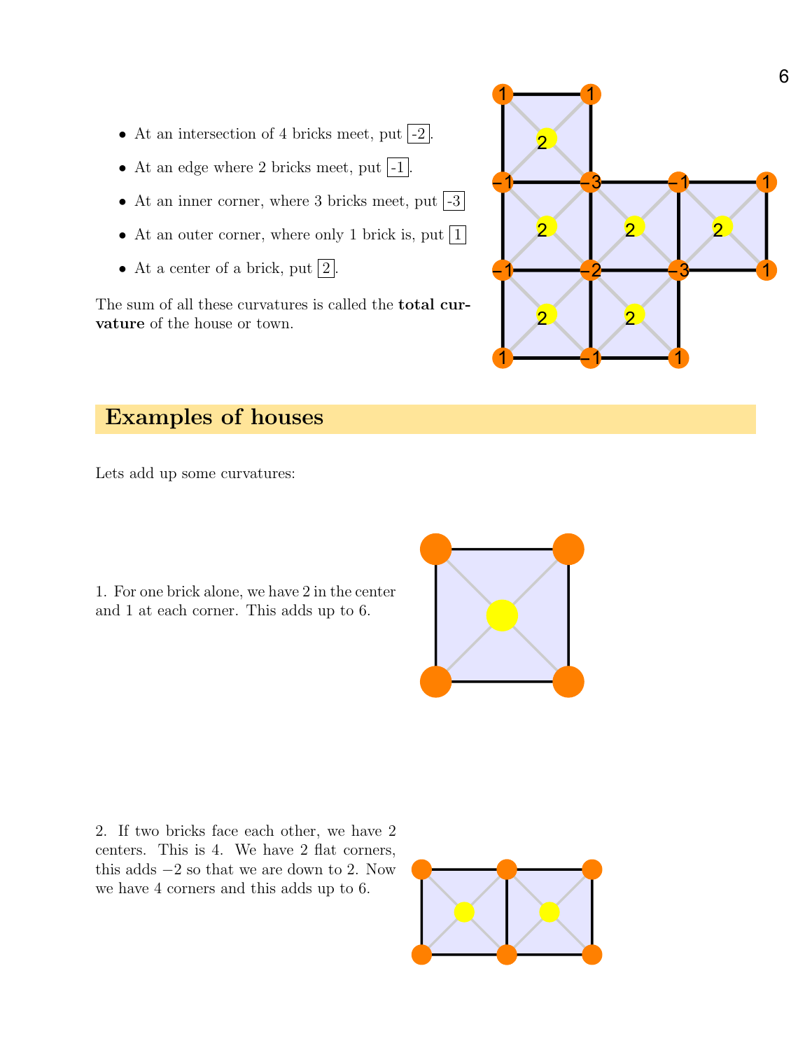- At an intersection of 4 bricks meet, put -2.
- At an edge where 2 bricks meet, put -1.
- At an inner corner, where 3 bricks meet, put -3
- At an outer corner, where only 1 brick is, put 1
- At a center of a brick, put 2.

The sum of all these curvatures is called the **total curvature** of the house or town.

## Examples of houses

Lets add up some curvatures:

1. For one brick alone, we have 2 in the center and 1 at each corner. This adds up to 6.

2. If two bricks face each other, we have 2 centers. This is 4. We have 2 flat corners, this adds $-2$ so that we are down to 2. Now we have 4 corners and this adds up to 6.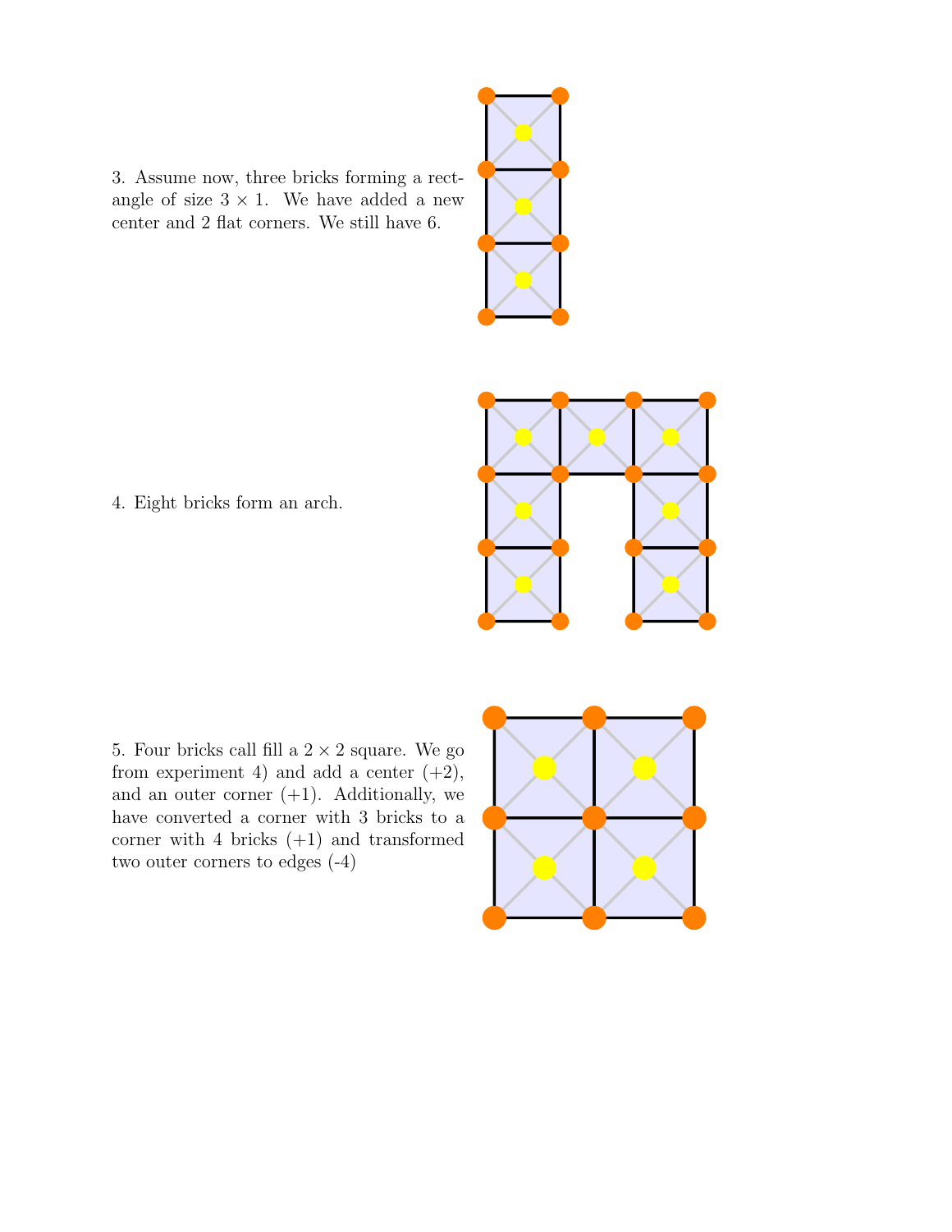3. Assume now, three bricks forming a rectangle of size $3 \times 1$. We have added a new center and 2 flat corners. We still have 6.

4. Eight bricks form an arch.

5. Four bricks call fill a $2 \times 2$ square. We go from experiment 4) and add a center (+2), and an outer corner (+1). Additionally, we have converted a corner with 3 bricks to a corner with 4 bricks (+1) and transformed two outer corners to edges (-4)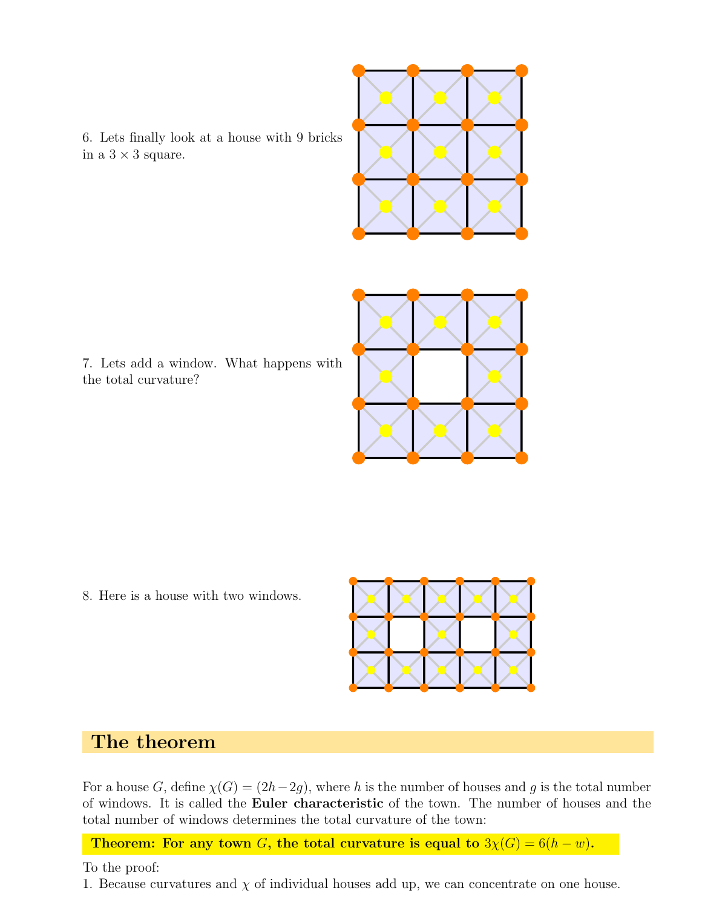6. Lets finally look at a house with 9 bricks in a $3 \times 3$ square.

7. Lets add a window. What happens with the total curvature?

8. Here is a house with two windows.

## The theorem

For a house $G$, define $\chi(G) = (2h - 2g)$, where $h$ is the number of houses and $g$ is the total number of windows. It is called the **Euler characteristic** of the town. The number of houses and the total number of windows determines the total curvature of the town:

**Theorem: For any town $G$, the total curvature is equal to $3\chi(G) = 6(h - w)$.**

To the proof:

1. Because curvatures and $\chi$ of individual houses add up, we can concentrate on one house.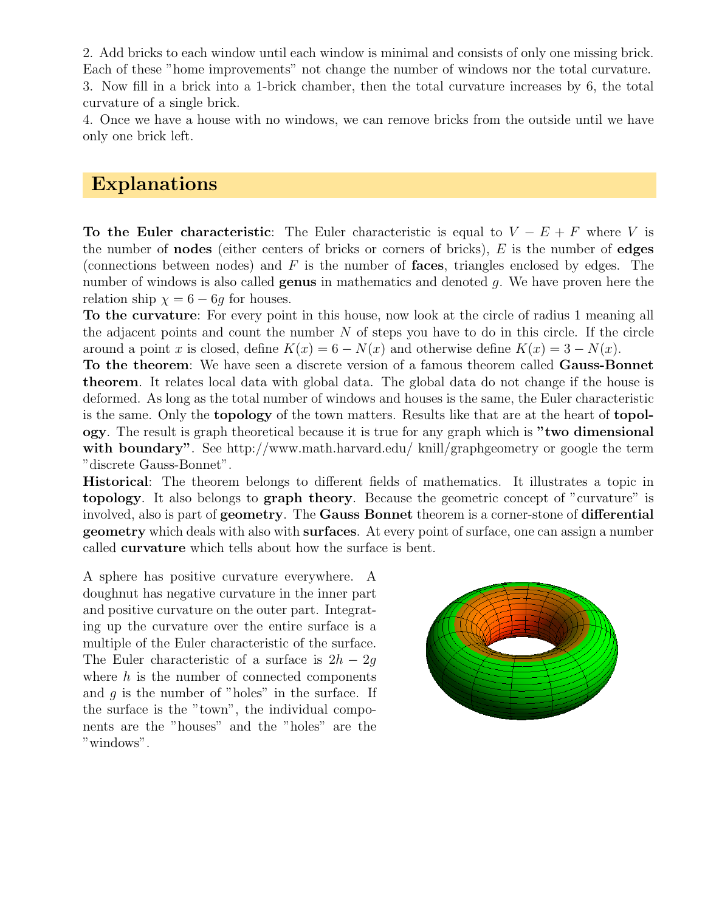2. Add bricks to each window until each window is minimal and consists of only one missing brick. Each of these "home improvements" not change the number of windows nor the total curvature.
3. Now fill in a brick into a 1-brick chamber, then the total curvature increases by 6, the total curvature of a single brick.
4. Once we have a house with no windows, we can remove bricks from the outside until we have only one brick left.

## Explanations

**To the Euler characteristic**: The Euler characteristic is equal to $V - E + F$ where $V$ is the number of **nodes** (either centers of bricks or corners of bricks), $E$ is the number of **edges** (connections between nodes) and $F$ is the number of **faces**, triangles enclosed by edges. The number of windows is also called **genus** in mathematics and denoted $g$. We have proven here the relation ship $\chi = 6 - 6g$ for houses.

**To the curvature**: For every point in this house, now look at the circle of radius 1 meaning all the adjacent points and count the number $N$ of steps you have to do in this circle. If the circle around a point $x$ is closed, define $K(x) = 6 - N(x)$ and otherwise define $K(x) = 3 - N(x)$.

**To the theorem**: We have seen a discrete version of a famous theorem called **Gauss-Bonnet theorem**. It relates local data with global data. The global data do not change if the house is deformed. As long as the total number of windows and houses is the same, the Euler characteristic is the same. Only the **topology** of the town matters. Results like that are at the heart of **topology**. The result is graph theoretical because it is true for any graph which is **"two dimensional with boundary"**. See http://www.math.harvard.edu/ knill/graphgeometry or google the term "discrete Gauss-Bonnet".

**Historical**: The theorem belongs to different fields of mathematics. It illustrates a topic in **topology**. It also belongs to **graph theory**. Because the geometric concept of "curvature" is involved, also is part of **geometry**. The **Gauss Bonnet** theorem is a corner-stone of **differential geometry** which deals with also with **surfaces**. At every point of surface, one can assign a number called **curvature** which tells about how the surface is bent.

A sphere has positive curvature everywhere. A doughnut has negative curvature in the inner part and positive curvature on the outer part. Integrating up the curvature over the entire surface is a multiple of the Euler characteristic of the surface. The Euler characteristic of a surface is $2h - 2g$ where $h$ is the number of connected components and $g$ is the number of "holes" in the surface. If the surface is the "town", the individual components are the "houses" and the "holes" are the "windows".